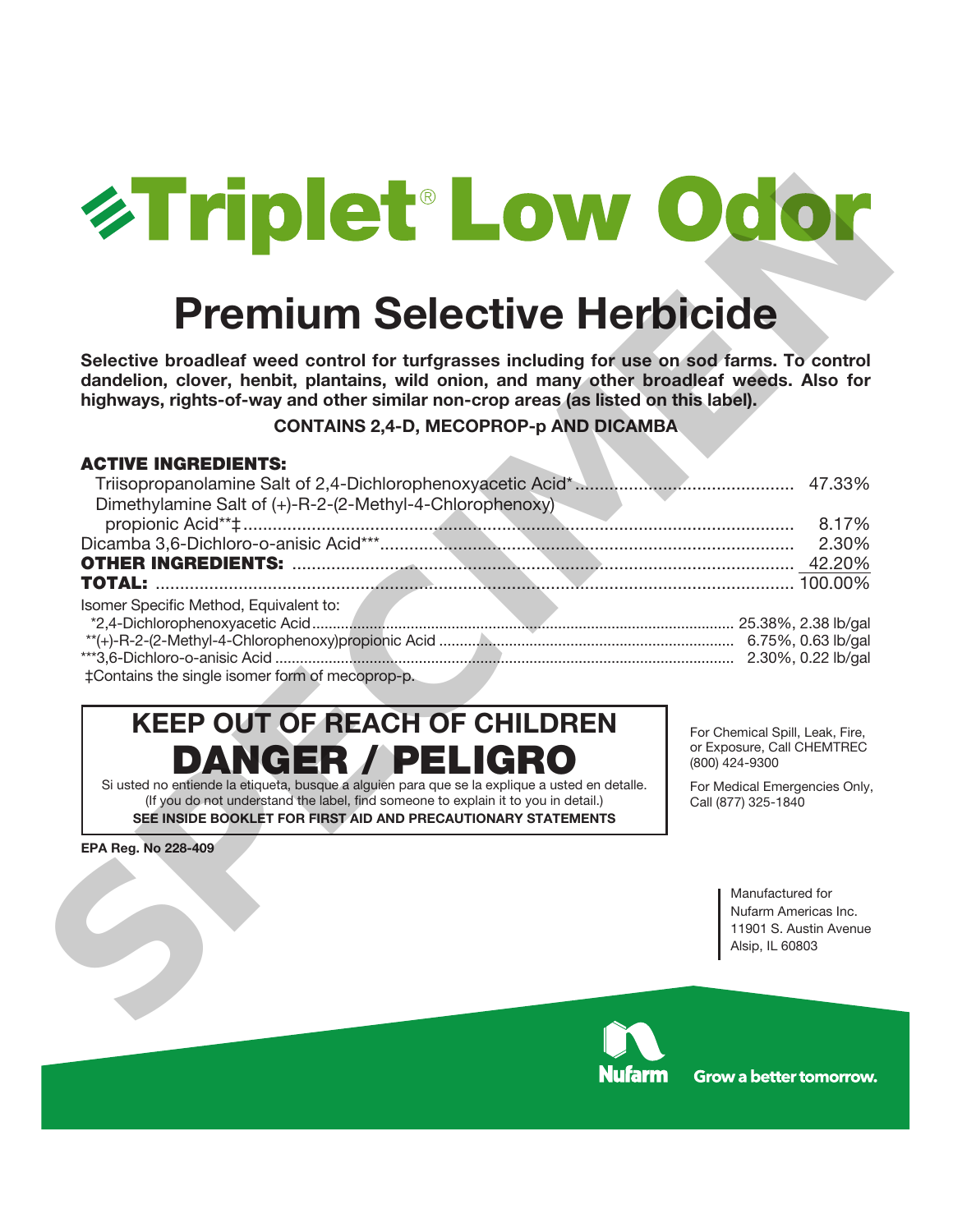# Triplet® Low Odor

## Premium Selective Herbicide

**Selective broadleaf weed control for turfgrasses including for use on sod farms. To control dandelion, clover, henbit, plantains, wild onion, and many other broadleaf weeds. Also for highways, rights-of-way and other similar non-crop areas (as listed on this label).**

**CONTAINS 2,4-D, MECOPROP-p AND DICAMBA**

**ACTIVE INGREDIENTS:**

| | |
|---|---|
| Triisopropanolamine Salt of 2,4-Dichlorophenoxyacetic Acid* | 47.33% |
| Dimethylamine Salt of (+)-R-2-(2-Methyl-4-Chlorophenoxy) propionic Acid**‡ | 8.17% |
| Dicamba 3,6-Dichloro-o-anisic Acid*** | 2.30% |
| **OTHER INGREDIENTS:** | 42.20% |
| **TOTAL:** | 100.00% |

Isomer Specific Method, Equivalent to:

| | |
|---|---|
| *2,4-Dichlorophenoxyacetic Acid | 25.38%, 2.38 lb/gal |
| **(+)-R-2-(2-Methyl-4-Chlorophenoxy)propionic Acid | 6.75%, 0.63 lb/gal |
| ***3,6-Dichloro-o-anisic Acid | 2.30%, 0.22 lb/gal |

‡Contains the single isomer form of mecoprop-p.

## KEEP OUT OF REACH OF CHILDREN

# DANGER / PELIGRO

Si usted no entiende la etiqueta, busque a alguien para que se la explique a usted en detalle. (If you do not understand the label, find someone to explain it to you in detail.)

**SEE INSIDE BOOKLET FOR FIRST AID AND PRECAUTIONARY STATEMENTS**

For Chemical Spill, Leak, Fire, or Exposure, Call CHEMTREC (800) 424-9300

For Medical Emergencies Only, Call (877) 325-1840

**EPA Reg. No 228-409**

Manufactured for
Nufarm Americas Inc.
11901 S. Austin Avenue
Alsip, IL 60803

Nufarm Grow a better tomorrow.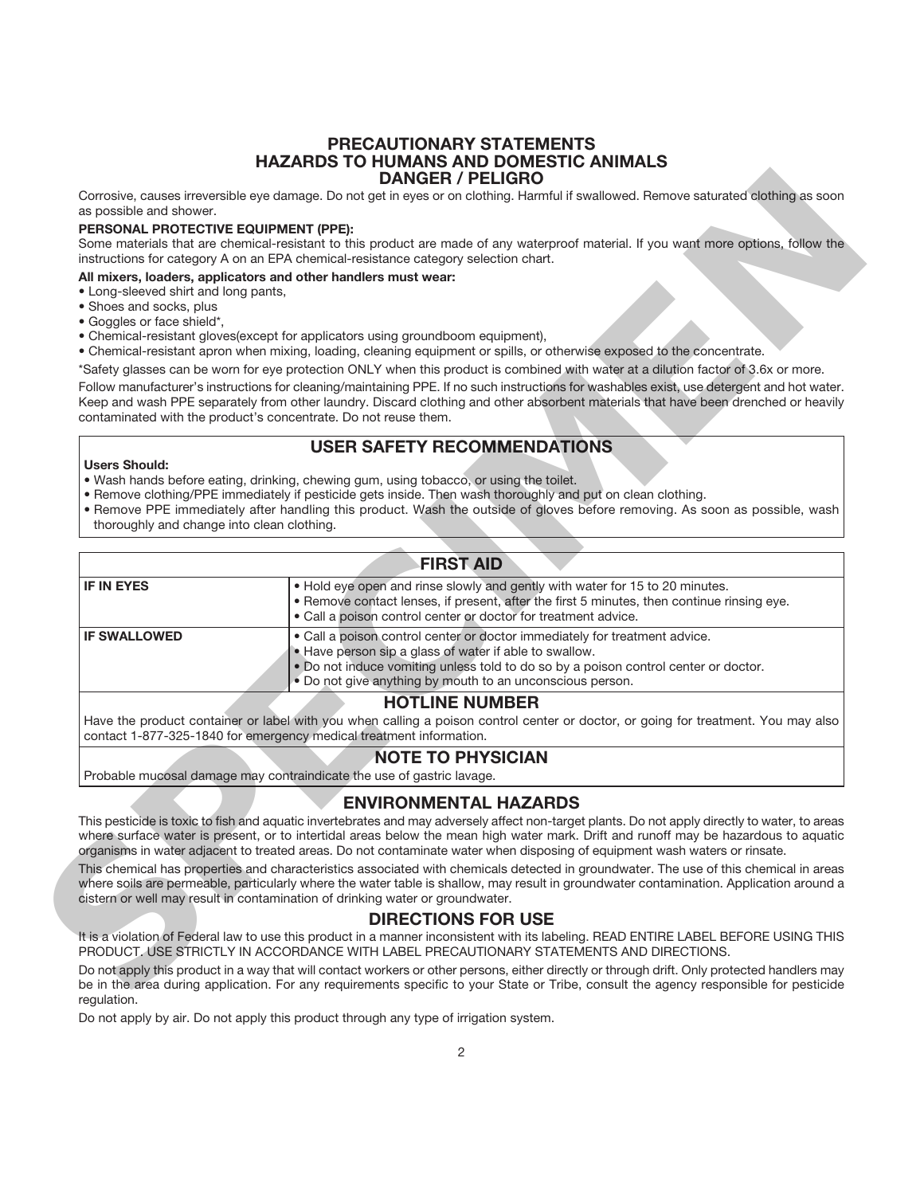# PRECAUTIONARY STATEMENTS
## HAZARDS TO HUMANS AND DOMESTIC ANIMALS
## DANGER / PELIGRO

Corrosive, causes irreversible eye damage. Do not get in eyes or on clothing. Harmful if swallowed. Remove saturated clothing as soon as possible and shower.

**PERSONAL PROTECTIVE EQUIPMENT (PPE):**
Some materials that are chemical-resistant to this product are made of any waterproof material. If you want more options, follow the instructions for category A on an EPA chemical-resistance category selection chart.

**All mixers, loaders, applicators and other handlers must wear:**

- Long-sleeved shirt and long pants,
- Shoes and socks, plus
- Goggles or face shield*,
- Chemical-resistant gloves(except for applicators using groundboom equipment),
- Chemical-resistant apron when mixing, loading, cleaning equipment or spills, or otherwise exposed to the concentrate.

*Safety glasses can be worn for eye protection ONLY when this product is combined with water at a dilution factor of 3.6x or more.

Follow manufacturer's instructions for cleaning/maintaining PPE. If no such instructions for washables exist, use detergent and hot water. Keep and wash PPE separately from other laundry. Discard clothing and other absorbent materials that have been drenched or heavily contaminated with the product's concentrate. Do not reuse them.

## USER SAFETY RECOMMENDATIONS

**Users Should:**

- Wash hands before eating, drinking, chewing gum, using tobacco, or using the toilet.
- Remove clothing/PPE immediately if pesticide gets inside. Then wash thoroughly and put on clean clothing.
- Remove PPE immediately after handling this product. Wash the outside of gloves before removing. As soon as possible, wash thoroughly and change into clean clothing.

## FIRST AID

| | |
|---|---|
| **IF IN EYES** | • Hold eye open and rinse slowly and gently with water for 15 to 20 minutes.<br>• Remove contact lenses, if present, after the first 5 minutes, then continue rinsing eye.<br>• Call a poison control center or doctor for treatment advice. |
| **IF SWALLOWED** | • Call a poison control center or doctor immediately for treatment advice.<br>• Have person sip a glass of water if able to swallow.<br>• Do not induce vomiting unless told to do so by a poison control center or doctor.<br>• Do not give anything by mouth to an unconscious person. |

### HOTLINE NUMBER

Have the product container or label with you when calling a poison control center or doctor, or going for treatment. You may also contact 1-877-325-1840 for emergency medical treatment information.

### NOTE TO PHYSICIAN

Probable mucosal damage may contraindicate the use of gastric lavage.

## ENVIRONMENTAL HAZARDS

This pesticide is toxic to fish and aquatic invertebrates and may adversely affect non-target plants. Do not apply directly to water, to areas where surface water is present, or to intertidal areas below the mean high water mark. Drift and runoff may be hazardous to aquatic organisms in water adjacent to treated areas. Do not contaminate water when disposing of equipment wash waters or rinsate.

This chemical has properties and characteristics associated with chemicals detected in groundwater. The use of this chemical in areas where soils are permeable, particularly where the water table is shallow, may result in groundwater contamination. Application around a cistern or well may result in contamination of drinking water or groundwater.

## DIRECTIONS FOR USE

It is a violation of Federal law to use this product in a manner inconsistent with its labeling. READ ENTIRE LABEL BEFORE USING THIS PRODUCT. USE STRICTLY IN ACCORDANCE WITH LABEL PRECAUTIONARY STATEMENTS AND DIRECTIONS.

Do not apply this product in a way that will contact workers or other persons, either directly or through drift. Only protected handlers may be in the area during application. For any requirements specific to your State or Tribe, consult the agency responsible for pesticide regulation.

Do not apply by air. Do not apply this product through any type of irrigation system.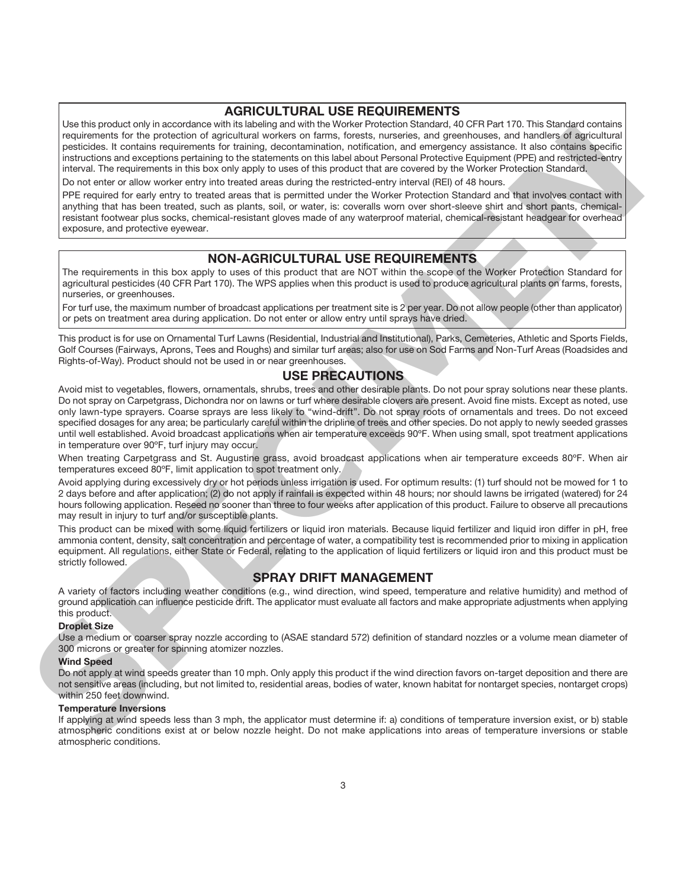## AGRICULTURAL USE REQUIREMENTS

Use this product only in accordance with its labeling and with the Worker Protection Standard, 40 CFR Part 170. This Standard contains requirements for the protection of agricultural workers on farms, forests, nurseries, and greenhouses, and handlers of agricultural pesticides. It contains requirements for training, decontamination, notification, and emergency assistance. It also contains specific instructions and exceptions pertaining to the statements on this label about Personal Protective Equipment (PPE) and restricted-entry interval. The requirements in this box only apply to uses of this product that are covered by the Worker Protection Standard.

Do not enter or allow worker entry into treated areas during the restricted-entry interval (REI) of 48 hours.

PPE required for early entry to treated areas that is permitted under the Worker Protection Standard and that involves contact with anything that has been treated, such as plants, soil, or water, is: coveralls worn over short-sleeve shirt and short pants, chemical-resistant footwear plus socks, chemical-resistant gloves made of any waterproof material, chemical-resistant headgear for overhead exposure, and protective eyewear.

## NON-AGRICULTURAL USE REQUIREMENTS

The requirements in this box apply to uses of this product that are NOT within the scope of the Worker Protection Standard for agricultural pesticides (40 CFR Part 170). The WPS applies when this product is used to produce agricultural plants on farms, forests, nurseries, or greenhouses.

For turf use, the maximum number of broadcast applications per treatment site is 2 per year. Do not allow people (other than applicator) or pets on treatment area during application. Do not enter or allow entry until sprays have dried.

This product is for use on Ornamental Turf Lawns (Residential, Industrial and Institutional), Parks, Cemeteries, Athletic and Sports Fields, Golf Courses (Fairways, Aprons, Tees and Roughs) and similar turf areas; also for use on Sod Farms and Non-Turf Areas (Roadsides and Rights-of-Way). Product should not be used in or near greenhouses.

## USE PRECAUTIONS

Avoid mist to vegetables, flowers, ornamentals, shrubs, trees and other desirable plants. Do not pour spray solutions near these plants. Do not spray on Carpetgrass, Dichondra nor on lawns or turf where desirable clovers are present. Avoid fine mists. Except as noted, use only lawn-type sprayers. Coarse sprays are less likely to "wind-drift". Do not spray roots of ornamentals and trees. Do not exceed specified dosages for any area; be particularly careful within the dripline of trees and other species. Do not apply to newly seeded grasses until well established. Avoid broadcast applications when air temperature exceeds 90ºF. When using small, spot treatment applications in temperature over 90ºF, turf injury may occur.

When treating Carpetgrass and St. Augustine grass, avoid broadcast applications when air temperature exceeds 80ºF. When air temperatures exceed 80ºF, limit application to spot treatment only.

Avoid applying during excessively dry or hot periods unless irrigation is used. For optimum results: (1) turf should not be mowed for 1 to 2 days before and after application; (2) do not apply if rainfall is expected within 48 hours; nor should lawns be irrigated (watered) for 24 hours following application. Reseed no sooner than three to four weeks after application of this product. Failure to observe all precautions may result in injury to turf and/or susceptible plants.

This product can be mixed with some liquid fertilizers or liquid iron materials. Because liquid fertilizer and liquid iron differ in pH, free ammonia content, density, salt concentration and percentage of water, a compatibility test is recommended prior to mixing in application equipment. All regulations, either State or Federal, relating to the application of liquid fertilizers or liquid iron and this product must be strictly followed.

## SPRAY DRIFT MANAGEMENT

A variety of factors including weather conditions (e.g., wind direction, wind speed, temperature and relative humidity) and method of ground application can influence pesticide drift. The applicator must evaluate all factors and make appropriate adjustments when applying this product.

**Droplet Size**

Use a medium or coarser spray nozzle according to (ASAE standard 572) definition of standard nozzles or a volume mean diameter of 300 microns or greater for spinning atomizer nozzles.

**Wind Speed**

Do not apply at wind speeds greater than 10 mph. Only apply this product if the wind direction favors on-target deposition and there are not sensitive areas (including, but not limited to, residential areas, bodies of water, known habitat for nontarget species, nontarget crops) within 250 feet downwind.

**Temperature Inversions**

If applying at wind speeds less than 3 mph, the applicator must determine if: a) conditions of temperature inversion exist, or b) stable atmospheric conditions exist at or below nozzle height. Do not make applications into areas of temperature inversions or stable atmospheric conditions.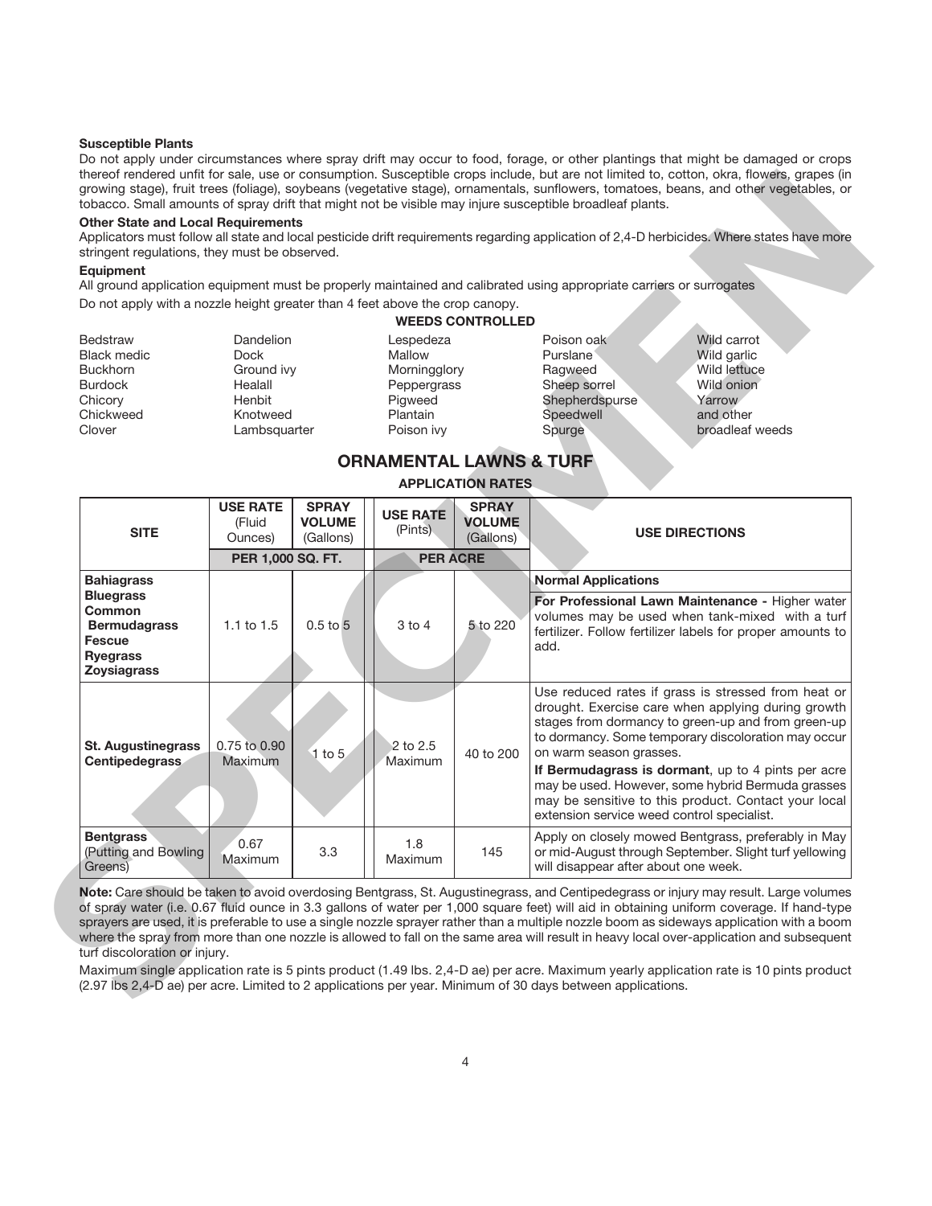**Susceptible Plants**

Do not apply under circumstances where spray drift may occur to food, forage, or other plantings that might be damaged or crops thereof rendered unfit for sale, use or consumption. Susceptible crops include, but are not limited to, cotton, okra, flowers, grapes (in growing stage), fruit trees (foliage), soybeans (vegetative stage), ornamentals, sunflowers, tomatoes, beans, and other vegetables, or tobacco. Small amounts of spray drift that might not be visible may injure susceptible broadleaf plants.

**Other State and Local Requirements**

Applicators must follow all state and local pesticide drift requirements regarding application of 2,4-D herbicides. Where states have more stringent regulations, they must be observed.

**Equipment**

All ground application equipment must be properly maintained and calibrated using appropriate carriers or surrogates

Do not apply with a nozzle height greater than 4 feet above the crop canopy.

**WEEDS CONTROLLED**

| | | | | |
|---|---|---|---|---|
| Bedstraw | Dandelion | Lespedeza | Poison oak | Wild carrot |
| Black medic | Dock | Mallow | Purslane | Wild garlic |
| Buckhorn | Ground ivy | Morningglory | Ragweed | Wild lettuce |
| Burdock | Healall | Peppergrass | Sheep sorrel | Wild onion |
| Chicory | Henbit | Pigweed | Shepherdspurse | Yarrow |
| Chickweed | Knotweed | Plantain | Speedwell | and other |
| Clover | Lambsquarter | Poison ivy | Spurge | broadleaf weeds |

## ORNAMENTAL LAWNS & TURF

**APPLICATION RATES**

| SITE | USE RATE (Fluid Ounces) | SPRAY VOLUME (Gallons) | USE RATE (Pints) | SPRAY VOLUME (Gallons) | USE DIRECTIONS |
|---|---|---|---|---|---|
| | PER 1,000 SQ. FT. | | PER ACRE | | |
| **Bahiagrass** **Bluegrass** **Common Bermudagrass** **Fescue** **Ryegrass** **Zoysiagrass** | 1.1 to 1.5 | 0.5 to 5 | 3 to 4 | 5 to 220 | **Normal Applications** **For Professional Lawn Maintenance -** Higher water volumes may be used when tank-mixed with a turf fertilizer. Follow fertilizer labels for proper amounts to add. |
| **St. Augustinegrass** **Centipedegrass** | 0.75 to 0.90 Maximum | 1 to 5 | 2 to 2.5 Maximum | 40 to 200 | Use reduced rates if grass is stressed from heat or drought. Exercise care when applying during growth stages from dormancy to green-up and from green-up to dormancy. Some temporary discoloration may occur on warm season grasses. **If Bermudagrass is dormant**, up to 4 pints per acre may be used. However, some hybrid Bermuda grasses may be sensitive to this product. Contact your local extension service weed control specialist. |
| **Bentgrass** (Putting and Bowling Greens) | 0.67 Maximum | 3.3 | 1.8 Maximum | 145 | Apply on closely mowed Bentgrass, preferably in May or mid-August through September. Slight turf yellowing will disappear after about one week. |

**Note:** Care should be taken to avoid overdosing Bentgrass, St. Augustinegrass, and Centipedegrass or injury may result. Large volumes of spray water (i.e. 0.67 fluid ounce in 3.3 gallons of water per 1,000 square feet) will aid in obtaining uniform coverage. If hand-type sprayers are used, it is preferable to use a single nozzle sprayer rather than a multiple nozzle boom as sideways application with a boom where the spray from more than one nozzle is allowed to fall on the same area will result in heavy local over-application and subsequent turf discoloration or injury.

Maximum single application rate is 5 pints product (1.49 lbs. 2,4-D ae) per acre. Maximum yearly application rate is 10 pints product (2.97 lbs 2,4-D ae) per acre. Limited to 2 applications per year. Minimum of 30 days between applications.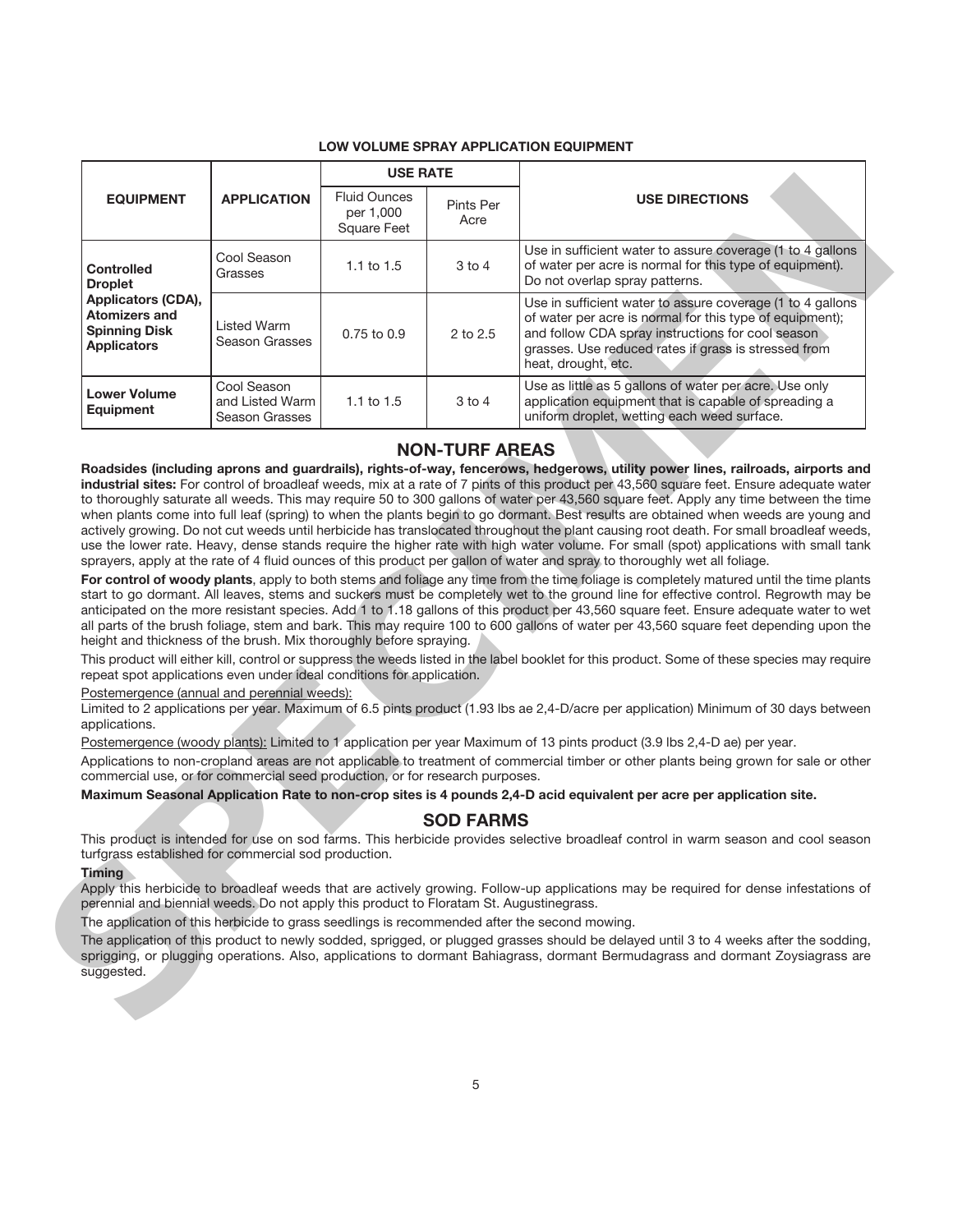**LOW VOLUME SPRAY APPLICATION EQUIPMENT**

| EQUIPMENT | APPLICATION | USE RATE | | USE DIRECTIONS |
|---|---|---|---|---|
| | | Fluid Ounces per 1,000 Square Feet | Pints Per Acre | |
| **Controlled Droplet Applicators (CDA), Atomizers and Spinning Disk Applicators** | Cool Season Grasses | 1.1 to 1.5 | 3 to 4 | Use in sufficient water to assure coverage (1 to 4 gallons of water per acre is normal for this type of equipment). Do not overlap spray patterns. |
| | Listed Warm Season Grasses | 0.75 to 0.9 | 2 to 2.5 | Use in sufficient water to assure coverage (1 to 4 gallons of water per acre is normal for this type of equipment); and follow CDA spray instructions for cool season grasses. Use reduced rates if grass is stressed from heat, drought, etc. |
| **Lower Volume Equipment** | Cool Season and Listed Warm Season Grasses | 1.1 to 1.5 | 3 to 4 | Use as little as 5 gallons of water per acre. Use only application equipment that is capable of spreading a uniform droplet, wetting each weed surface. |

## NON-TURF AREAS

**Roadsides (including aprons and guardrails), rights-of-way, fencerows, hedgerows, utility power lines, railroads, airports and industrial sites:** For control of broadleaf weeds, mix at a rate of 7 pints of this product per 43,560 square feet. Ensure adequate water to thoroughly saturate all weeds. This may require 50 to 300 gallons of water per 43,560 square feet. Apply any time between the time when plants come into full leaf (spring) to when the plants begin to go dormant. Best results are obtained when weeds are young and actively growing. Do not cut weeds until herbicide has translocated throughout the plant causing root death. For small broadleaf weeds, use the lower rate. Heavy, dense stands require the higher rate with high water volume. For small (spot) applications with small tank sprayers, apply at the rate of 4 fluid ounces of this product per gallon of water and spray to thoroughly wet all foliage.

**For control of woody plants**, apply to both stems and foliage any time from the time foliage is completely matured until the time plants start to go dormant. All leaves, stems and suckers must be completely wet to the ground line for effective control. Regrowth may be anticipated on the more resistant species. Add 1 to 1.18 gallons of this product per 43,560 square feet. Ensure adequate water to wet all parts of the brush foliage, stem and bark. This may require 100 to 600 gallons of water per 43,560 square feet depending upon the height and thickness of the brush. Mix thoroughly before spraying.

This product will either kill, control or suppress the weeds listed in the label booklet for this product. Some of these species may require repeat spot applications even under ideal conditions for application.

Postemergence (annual and perennial weeds):

Limited to 2 applications per year. Maximum of 6.5 pints product (1.93 lbs ae 2,4-D/acre per application) Minimum of 30 days between applications.

Postemergence (woody plants): Limited to 1 application per year Maximum of 13 pints product (3.9 lbs 2,4-D ae) per year.

Applications to non-cropland areas are not applicable to treatment of commercial timber or other plants being grown for sale or other commercial use, or for commercial seed production, or for research purposes.

**Maximum Seasonal Application Rate to non-crop sites is 4 pounds 2,4-D acid equivalent per acre per application site.**

## SOD FARMS

This product is intended for use on sod farms. This herbicide provides selective broadleaf control in warm season and cool season turfgrass established for commercial sod production.

**Timing**

Apply this herbicide to broadleaf weeds that are actively growing. Follow-up applications may be required for dense infestations of perennial and biennial weeds. Do not apply this product to Floratam St. Augustinegrass.

The application of this herbicide to grass seedlings is recommended after the second mowing.

The application of this product to newly sodded, sprigged, or plugged grasses should be delayed until 3 to 4 weeks after the sodding, sprigging, or plugging operations. Also, applications to dormant Bahiagrass, dormant Bermudagrass and dormant Zoysiagrass are suggested.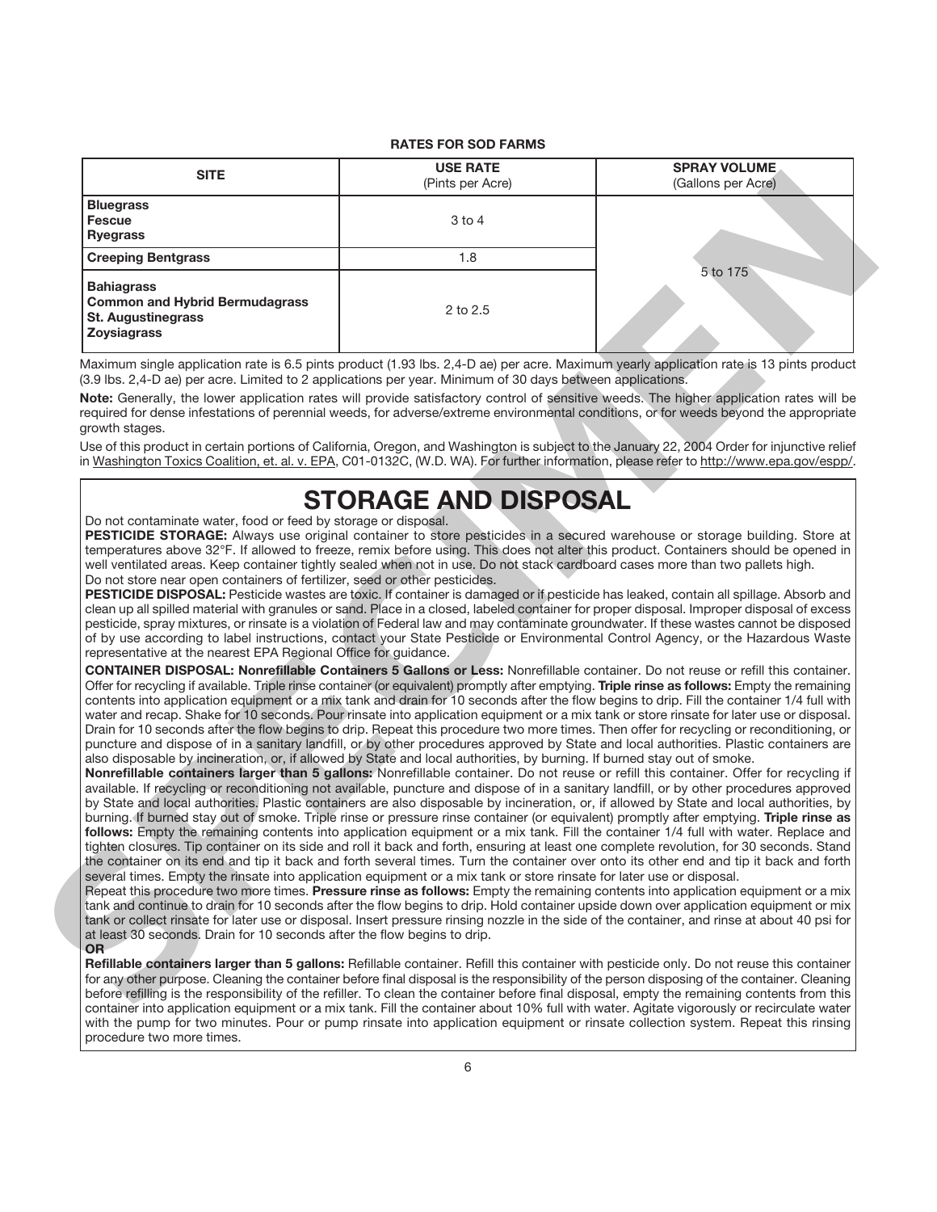**RATES FOR SOD FARMS**

| SITE | USE RATE (Pints per Acre) | SPRAY VOLUME (Gallons per Acre) |
|---|---|---|
| **Bluegrass** **Fescue** **Ryegrass** | 3 to 4 | 5 to 175 |
| **Creeping Bentgrass** | 1.8 | |
| **Bahiagrass** **Common and Hybrid Bermudagrass** **St. Augustinegrass** **Zoysiagrass** | 2 to 2.5 | |

Maximum single application rate is 6.5 pints product (1.93 lbs. 2,4-D ae) per acre. Maximum yearly application rate is 13 pints product (3.9 lbs. 2,4-D ae) per acre. Limited to 2 applications per year. Minimum of 30 days between applications.

**Note:** Generally, the lower application rates will provide satisfactory control of sensitive weeds. The higher application rates will be required for dense infestations of perennial weeds, for adverse/extreme environmental conditions, or for weeds beyond the appropriate growth stages.

Use of this product in certain portions of California, Oregon, and Washington is subject to the January 22, 2004 Order for injunctive relief in Washington Toxics Coalition, et. al. v. EPA, C01-0132C, (W.D. WA). For further information, please refer to http://www.epa.gov/espp/.

# STORAGE AND DISPOSAL

Do not contaminate water, food or feed by storage or disposal.

**PESTICIDE STORAGE:** Always use original container to store pesticides in a secured warehouse or storage building. Store at temperatures above 32°F. If allowed to freeze, remix before using. This does not alter this product. Containers should be opened in well ventilated areas. Keep container tightly sealed when not in use. Do not stack cardboard cases more than two pallets high.
Do not store near open containers of fertilizer, seed or other pesticides.

**PESTICIDE DISPOSAL:** Pesticide wastes are toxic. If container is damaged or if pesticide has leaked, contain all spillage. Absorb and clean up all spilled material with granules or sand. Place in a closed, labeled container for proper disposal. Improper disposal of excess pesticide, spray mixtures, or rinsate is a violation of Federal law and may contaminate groundwater. If these wastes cannot be disposed of by use according to label instructions, contact your State Pesticide or Environmental Control Agency, or the Hazardous Waste representative at the nearest EPA Regional Office for guidance.

**CONTAINER DISPOSAL: Nonrefillable Containers 5 Gallons or Less:** Nonrefillable container. Do not reuse or refill this container. Offer for recycling if available. Triple rinse container (or equivalent) promptly after emptying. **Triple rinse as follows:** Empty the remaining contents into application equipment or a mix tank and drain for 10 seconds after the flow begins to drip. Fill the container 1/4 full with water and recap. Shake for 10 seconds. Pour rinsate into application equipment or a mix tank or store rinsate for later use or disposal. Drain for 10 seconds after the flow begins to drip. Repeat this procedure two more times. Then offer for recycling or reconditioning, or puncture and dispose of in a sanitary landfill, or by other procedures approved by State and local authorities. Plastic containers are also disposable by incineration, or, if allowed by State and local authorities, by burning. If burned stay out of smoke.

**Nonrefillable containers larger than 5 gallons:** Nonrefillable container. Do not reuse or refill this container. Offer for recycling if available. If recycling or reconditioning not available, puncture and dispose of in a sanitary landfill, or by other procedures approved by State and local authorities. Plastic containers are also disposable by incineration, or, if allowed by State and local authorities, by burning. If burned stay out of smoke. Triple rinse or pressure rinse container (or equivalent) promptly after emptying. **Triple rinse as follows:** Empty the remaining contents into application equipment or a mix tank. Fill the container 1/4 full with water. Replace and tighten closures. Tip container on its side and roll it back and forth, ensuring at least one complete revolution, for 30 seconds. Stand the container on its end and tip it back and forth several times. Turn the container over onto its other end and tip it back and forth several times. Empty the rinsate into application equipment or a mix tank or store rinsate for later use or disposal.
Repeat this procedure two more times. **Pressure rinse as follows:** Empty the remaining contents into application equipment or a mix tank and continue to drain for 10 seconds after the flow begins to drip. Hold container upside down over application equipment or mix tank or collect rinsate for later use or disposal. Insert pressure rinsing nozzle in the side of the container, and rinse at about 40 psi for at least 30 seconds. Drain for 10 seconds after the flow begins to drip.

**OR**

**Refillable containers larger than 5 gallons:** Refillable container. Refill this container with pesticide only. Do not reuse this container for any other purpose. Cleaning the container before final disposal is the responsibility of the person disposing of the container. Cleaning before refilling is the responsibility of the refiller. To clean the container before final disposal, empty the remaining contents from this container into application equipment or a mix tank. Fill the container about 10% full with water. Agitate vigorously or recirculate water with the pump for two minutes. Pour or pump rinsate into application equipment or rinsate collection system. Repeat this rinsing procedure two more times.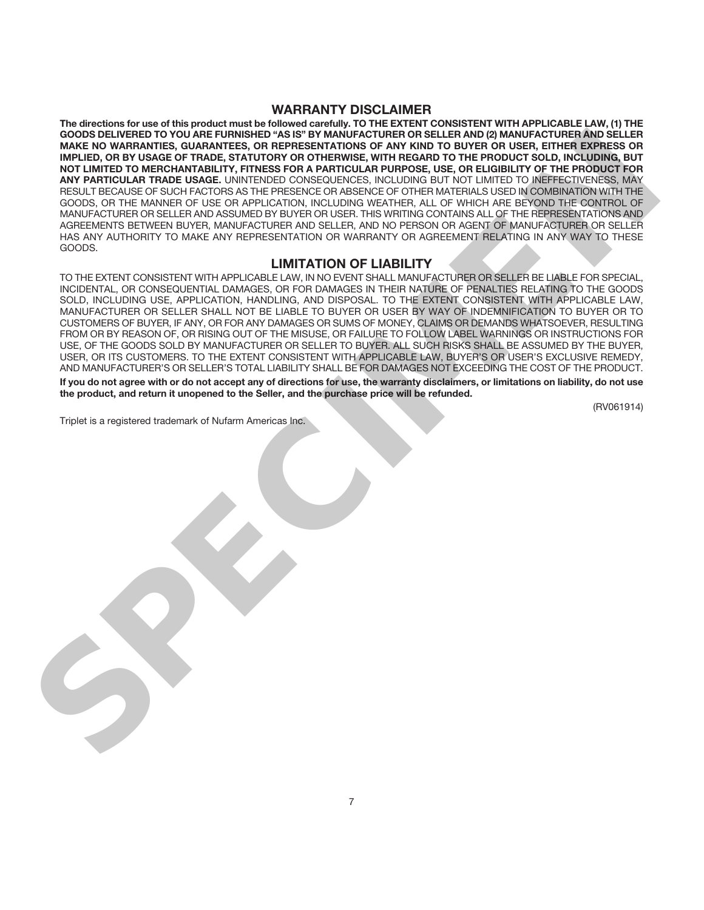## WARRANTY DISCLAIMER

**The directions for use of this product must be followed carefully. TO THE EXTENT CONSISTENT WITH APPLICABLE LAW, (1) THE GOODS DELIVERED TO YOU ARE FURNISHED "AS IS" BY MANUFACTURER OR SELLER AND (2) MANUFACTURER AND SELLER MAKE NO WARRANTIES, GUARANTEES, OR REPRESENTATIONS OF ANY KIND TO BUYER OR USER, EITHER EXPRESS OR IMPLIED, OR BY USAGE OF TRADE, STATUTORY OR OTHERWISE, WITH REGARD TO THE PRODUCT SOLD, INCLUDING, BUT NOT LIMITED TO MERCHANTABILITY, FITNESS FOR A PARTICULAR PURPOSE, USE, OR ELIGIBILITY OF THE PRODUCT FOR ANY PARTICULAR TRADE USAGE.** UNINTENDED CONSEQUENCES, INCLUDING BUT NOT LIMITED TO INEFFECTIVENESS, MAY RESULT BECAUSE OF SUCH FACTORS AS THE PRESENCE OR ABSENCE OF OTHER MATERIALS USED IN COMBINATION WITH THE GOODS, OR THE MANNER OF USE OR APPLICATION, INCLUDING WEATHER, ALL OF WHICH ARE BEYOND THE CONTROL OF MANUFACTURER OR SELLER AND ASSUMED BY BUYER OR USER. THIS WRITING CONTAINS ALL OF THE REPRESENTATIONS AND AGREEMENTS BETWEEN BUYER, MANUFACTURER AND SELLER, AND NO PERSON OR AGENT OF MANUFACTURER OR SELLER HAS ANY AUTHORITY TO MAKE ANY REPRESENTATION OR WARRANTY OR AGREEMENT RELATING IN ANY WAY TO THESE GOODS.

## LIMITATION OF LIABILITY

TO THE EXTENT CONSISTENT WITH APPLICABLE LAW, IN NO EVENT SHALL MANUFACTURER OR SELLER BE LIABLE FOR SPECIAL, INCIDENTAL, OR CONSEQUENTIAL DAMAGES, OR FOR DAMAGES IN THEIR NATURE OF PENALTIES RELATING TO THE GOODS SOLD, INCLUDING USE, APPLICATION, HANDLING, AND DISPOSAL. TO THE EXTENT CONSISTENT WITH APPLICABLE LAW, MANUFACTURER OR SELLER SHALL NOT BE LIABLE TO BUYER OR USER BY WAY OF INDEMNIFICATION TO BUYER OR TO CUSTOMERS OF BUYER, IF ANY, OR FOR ANY DAMAGES OR SUMS OF MONEY, CLAIMS OR DEMANDS WHATSOEVER, RESULTING FROM OR BY REASON OF, OR RISING OUT OF THE MISUSE, OR FAILURE TO FOLLOW LABEL WARNINGS OR INSTRUCTIONS FOR USE, OF THE GOODS SOLD BY MANUFACTURER OR SELLER TO BUYER. ALL SUCH RISKS SHALL BE ASSUMED BY THE BUYER, USER, OR ITS CUSTOMERS. TO THE EXTENT CONSISTENT WITH APPLICABLE LAW, BUYER'S OR USER'S EXCLUSIVE REMEDY, AND MANUFACTURER'S OR SELLER'S TOTAL LIABILITY SHALL BE FOR DAMAGES NOT EXCEEDING THE COST OF THE PRODUCT.

**If you do not agree with or do not accept any of directions for use, the warranty disclaimers, or limitations on liability, do not use the product, and return it unopened to the Seller, and the purchase price will be refunded.**

(RV061914)

Triplet is a registered trademark of Nufarm Americas Inc.